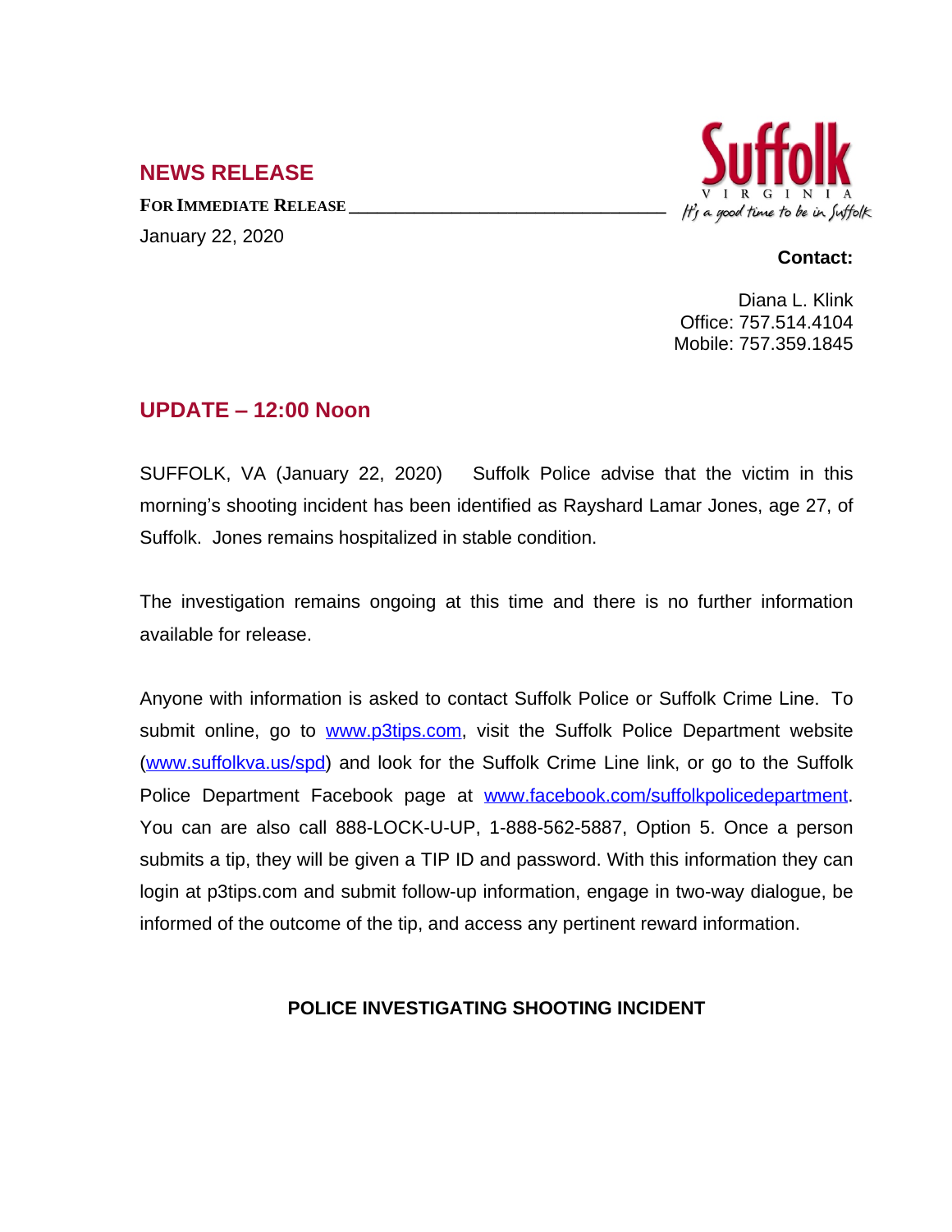## NEWS RELEASE

**FOR IMMEDIATE RELEASE**

January 22, 2020

Suffolk
VIRGINIA
It's a good time to be in Suffolk

**Contact:**

Diana L. Klink
Office: 757.514.4104
Mobile: 757.359.1845

## UPDATE – 12:00 Noon

SUFFOLK, VA (January 22, 2020) Suffolk Police advise that the victim in this morning's shooting incident has been identified as Rayshard Lamar Jones, age 27, of Suffolk. Jones remains hospitalized in stable condition.

The investigation remains ongoing at this time and there is no further information available for release.

Anyone with information is asked to contact Suffolk Police or Suffolk Crime Line. To submit online, go to www.p3tips.com, visit the Suffolk Police Department website (www.suffolkva.us/spd) and look for the Suffolk Crime Line link, or go to the Suffolk Police Department Facebook page at www.facebook.com/suffolkpolicedepartment. You can are also call 888-LOCK-U-UP, 1-888-562-5887, Option 5. Once a person submits a tip, they will be given a TIP ID and password. With this information they can login at p3tips.com and submit follow-up information, engage in two-way dialogue, be informed of the outcome of the tip, and access any pertinent reward information.

**POLICE INVESTIGATING SHOOTING INCIDENT**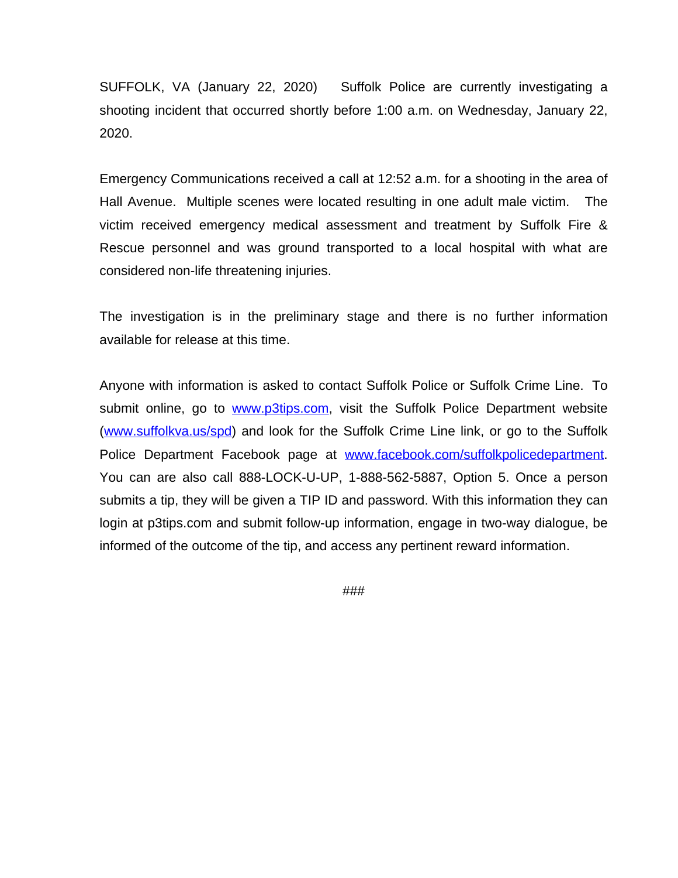SUFFOLK, VA (January 22, 2020)  Suffolk Police are currently investigating a shooting incident that occurred shortly before 1:00 a.m. on Wednesday, January 22, 2020.

Emergency Communications received a call at 12:52 a.m. for a shooting in the area of Hall Avenue. Multiple scenes were located resulting in one adult male victim. The victim received emergency medical assessment and treatment by Suffolk Fire & Rescue personnel and was ground transported to a local hospital with what are considered non-life threatening injuries.

The investigation is in the preliminary stage and there is no further information available for release at this time.

Anyone with information is asked to contact Suffolk Police or Suffolk Crime Line. To submit online, go to www.p3tips.com, visit the Suffolk Police Department website (www.suffolkva.us/spd) and look for the Suffolk Crime Line link, or go to the Suffolk Police Department Facebook page at www.facebook.com/suffolkpolicedepartment. You can are also call 888-LOCK-U-UP, 1-888-562-5887, Option 5. Once a person submits a tip, they will be given a TIP ID and password. With this information they can login at p3tips.com and submit follow-up information, engage in two-way dialogue, be informed of the outcome of the tip, and access any pertinent reward information.

###